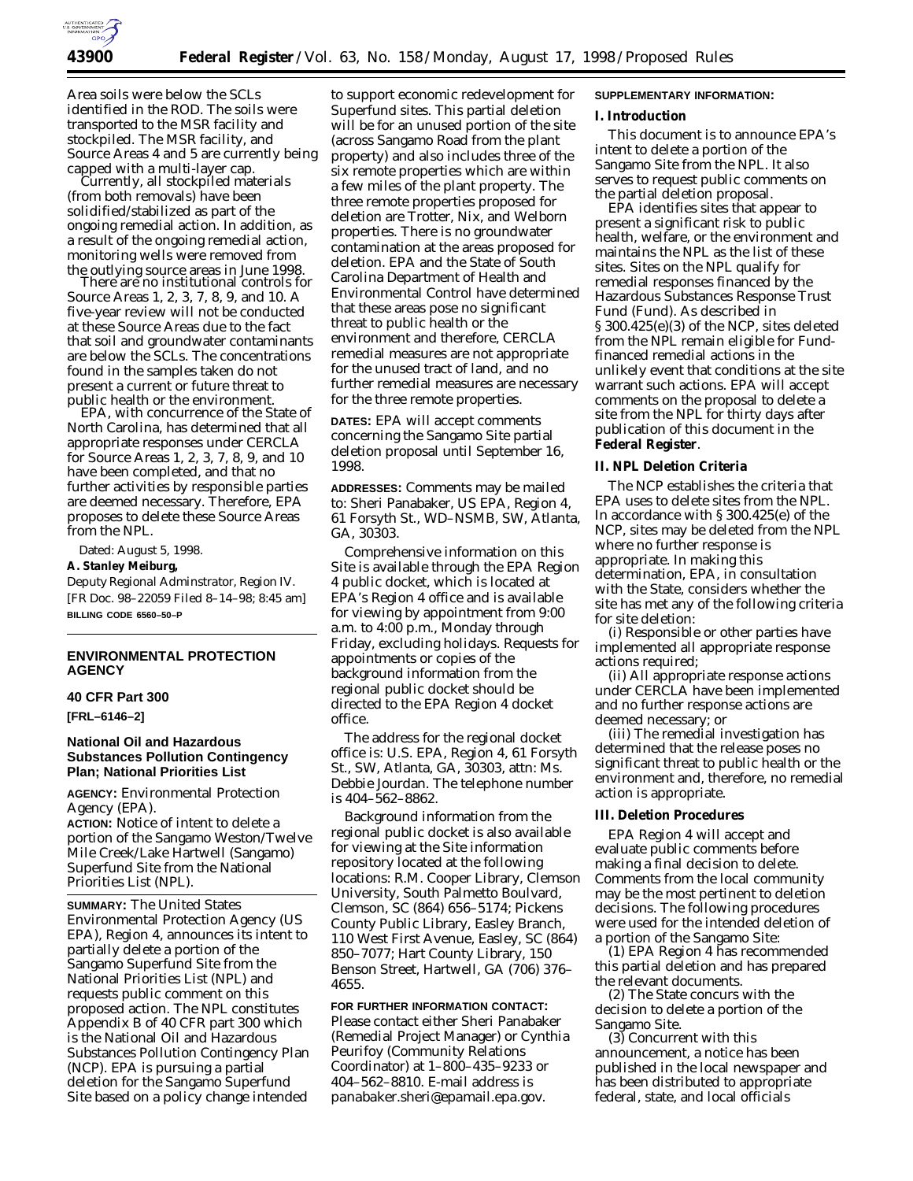Area soils were below the SCLs identified in the ROD. The soils were transported to the MSR facility and stockpiled. The MSR facility, and Source Areas 4 and 5 are currently being capped with a multi-layer cap.

Currently, all stockpiled materials (from both removals) have been solidified/stabilized as part of the ongoing remedial action. In addition, as a result of the ongoing remedial action, monitoring wells were removed from the outlying source areas in June 1998.

There are no institutional controls for Source Areas 1, 2, 3, 7, 8, 9, and 10. A five-year review will not be conducted at these Source Areas due to the fact that soil and groundwater contaminants are below the SCLs. The concentrations found in the samples taken do not present a current or future threat to public health or the environment.

EPA, with concurrence of the State of North Carolina, has determined that all appropriate responses under CERCLA for Source Areas 1, 2, 3, 7, 8, 9, and 10 have been completed, and that no further activities by responsible parties are deemed necessary. Therefore, EPA proposes to delete these Source Areas from the NPL.

Dated: August 5, 1998.

**A. Stanley Meiburg,**

*Deputy Regional Adminstrator, Region IV.*

[FR Doc. 98–22059 Filed 8–14–98; 8:45 am]

**BILLING CODE 6560–50–P**

---

## ENVIRONMENTAL PROTECTION AGENCY

### 40 CFR Part 300

**[FRL–6146–2]**

### National Oil and Hazardous Substances Pollution Contingency Plan; National Priorities List

**AGENCY:** Environmental Protection Agency (EPA).

**ACTION:** Notice of intent to delete a portion of the Sangamo Weston/Twelve Mile Creek/Lake Hartwell (Sangamo) Superfund Site from the National Priorities List (NPL).

**SUMMARY:** The United States Environmental Protection Agency (US EPA), Region 4, announces its intent to partially delete a portion of the Sangamo Superfund Site from the National Priorities List (NPL) and requests public comment on this proposed action. The NPL constitutes Appendix B of 40 CFR part 300 which is the National Oil and Hazardous Substances Pollution Contingency Plan (NCP). EPA is pursuing a partial deletion for the Sangamo Superfund Site based on a policy change intended to support economic redevelopment for Superfund sites. This partial deletion will be for an unused portion of the site (across Sangamo Road from the plant property) and also includes three of the six remote properties which are within a few miles of the plant property. The three remote properties proposed for deletion are Trotter, Nix, and Welborn properties. There is no groundwater contamination at the areas proposed for deletion. EPA and the State of South Carolina Department of Health and Environmental Control have determined that these areas pose no significant threat to public health or the environment and therefore, CERCLA remedial measures are not appropriate for the unused tract of land, and no further remedial measures are necessary for the three remote properties.

**DATES:** EPA will accept comments concerning the Sangamo Site partial deletion proposal until September 16, 1998.

**ADDRESSES:** Comments may be mailed to: Sheri Panabaker, US EPA, Region 4, 61 Forsyth St., WD–NSMB, SW, Atlanta, GA, 30303.

Comprehensive information on this Site is available through the EPA Region 4 public docket, which is located at EPA's Region 4 office and is available for viewing by appointment from 9:00 a.m. to 4:00 p.m., Monday through Friday, excluding holidays. Requests for appointments or copies of the background information from the regional public docket should be directed to the EPA Region 4 docket office.

The address for the regional docket office is: U.S. EPA, Region 4, 61 Forsyth St., SW, Atlanta, GA, 30303, attn: Ms. Debbie Jourdan. The telephone number is 404–562–8862.

Background information from the regional public docket is also available for viewing at the Site information repository located at the following locations: R.M. Cooper Library, Clemson University, South Palmetto Boulvard, Clemson, SC (864) 656–5174; Pickens County Public Library, Easley Branch, 110 West First Avenue, Easley, SC (864) 850–7077; Hart County Library, 150 Benson Street, Hartwell, GA (706) 376–4655.

**FOR FURTHER INFORMATION CONTACT:** Please contact either Sheri Panabaker (Remedial Project Manager) or Cynthia Peurifoy (Community Relations Coordinator) at 1–800–435–9233 or 404–562–8810. E-mail address is panabaker.sheri@epamail.epa.gov.

**SUPPLEMENTARY INFORMATION:**

### I. Introduction

This document is to announce EPA's intent to delete a portion of the Sangamo Site from the NPL. It also serves to request public comments on the partial deletion proposal.

EPA identifies sites that appear to present a significant risk to public health, welfare, or the environment and maintains the NPL as the list of these sites. Sites on the NPL qualify for remedial responses financed by the Hazardous Substances Response Trust Fund (Fund). As described in § 300.425(e)(3) of the NCP, sites deleted from the NPL remain eligible for Fund-financed remedial actions in the unlikely event that conditions at the site warrant such actions. EPA will accept comments on the proposal to delete a site from the NPL for thirty days after publication of this document in the **Federal Register**.

### II. NPL Deletion Criteria

The NCP establishes the criteria that EPA uses to delete sites from the NPL. In accordance with § 300.425(e) of the NCP, sites may be deleted from the NPL where no further response is appropriate. In making this determination, EPA, in consultation with the State, considers whether the site has met any of the following criteria for site deletion:

(i) Responsible or other parties have implemented all appropriate response actions required;

(ii) All appropriate response actions under CERCLA have been implemented and no further response actions are deemed necessary; or

(iii) The remedial investigation has determined that the release poses no significant threat to public health or the environment and, therefore, no remedial action is appropriate.

### III. Deletion Procedures

EPA Region 4 will accept and evaluate public comments before making a final decision to delete. Comments from the local community may be the most pertinent to deletion decisions. The following procedures were used for the intended deletion of a portion of the Sangamo Site:

(1) EPA Region 4 has recommended this partial deletion and has prepared the relevant documents.

(2) The State concurs with the decision to delete a portion of the Sangamo Site.

(3) Concurrent with this announcement, a notice has been published in the local newspaper and has been distributed to appropriate federal, state, and local officials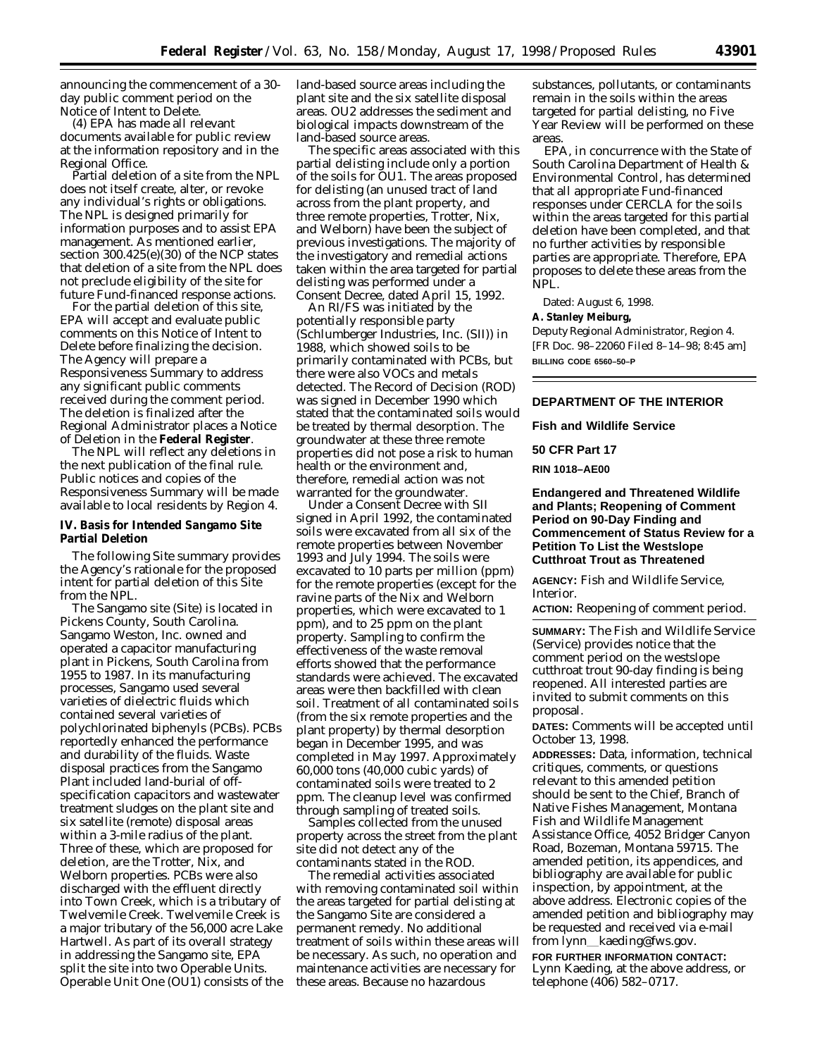announcing the commencement of a 30-day public comment period on the Notice of Intent to Delete.

(4) EPA has made all relevant documents available for public review at the information repository and in the Regional Office.

Partial deletion of a site from the NPL does not itself create, alter, or revoke any individual's rights or obligations. The NPL is designed primarily for information purposes and to assist EPA management. As mentioned earlier, section 300.425(e)(30) of the NCP states that deletion of a site from the NPL does not preclude eligibility of the site for future Fund-financed response actions.

For the partial deletion of this site, EPA will accept and evaluate public comments on this Notice of Intent to Delete before finalizing the decision. The Agency will prepare a Responsiveness Summary to address any significant public comments received during the comment period. The deletion is finalized after the Regional Administrator places a Notice of Deletion in the **Federal Register**.

The NPL will reflect any deletions in the next publication of the final rule. Public notices and copies of the Responsiveness Summary will be made available to local residents by Region 4.

## IV. Basis for Intended Sangamo Site Partial Deletion

The following Site summary provides the Agency's rationale for the proposed intent for partial deletion of this Site from the NPL.

The Sangamo site (Site) is located in Pickens County, South Carolina. Sangamo Weston, Inc. owned and operated a capacitor manufacturing plant in Pickens, South Carolina from 1955 to 1987. In its manufacturing processes, Sangamo used several varieties of dielectric fluids which contained several varieties of polychlorinated biphenyls (PCBs). PCBs reportedly enhanced the performance and durability of the fluids. Waste disposal practices from the Sangamo Plant included land-burial of off-specification capacitors and wastewater treatment sludges on the plant site and six satellite (remote) disposal areas within a 3-mile radius of the plant. Three of these, which are proposed for deletion, are the Trotter, Nix, and Welborn properties. PCBs were also discharged with the effluent directly into Town Creek, which is a tributary of Twelvemile Creek. Twelvemile Creek is a major tributary of the 56,000 acre Lake Hartwell. As part of its overall strategy in addressing the Sangamo site, EPA split the site into two Operable Units. Operable Unit One (OU1) consists of the land-based source areas including the plant site and the six satellite disposal areas. OU2 addresses the sediment and biological impacts downstream of the land-based source areas.

The specific areas associated with this partial delisting include only a portion of the soils for OU1. The areas proposed for delisting (an unused tract of land across from the plant property, and three remote properties, Trotter, Nix, and Welborn) have been the subject of previous investigations. The majority of the investigatory and remedial actions taken within the area targeted for partial delisting was performed under a Consent Decree, dated April 15, 1992.

An RI/FS was initiated by the potentially responsible party (Schlumberger Industries, Inc. (SII)) in 1988, which showed soils to be primarily contaminated with PCBs, but there were also VOCs and metals detected. The Record of Decision (ROD) was signed in December 1990 which stated that the contaminated soils would be treated by thermal desorption. The groundwater at these three remote properties did not pose a risk to human health or the environment and, therefore, remedial action was not warranted for the groundwater.

Under a Consent Decree with SII signed in April 1992, the contaminated soils were excavated from all six of the remote properties between November 1993 and July 1994. The soils were excavated to 10 parts per million (ppm) for the remote properties (except for the ravine parts of the Nix and Welborn properties, which were excavated to 1 ppm), and to 25 ppm on the plant property. Sampling to confirm the effectiveness of the waste removal efforts showed that the performance standards were achieved. The excavated areas were then backfilled with clean soil. Treatment of all contaminated soils (from the six remote properties and the plant property) by thermal desorption began in December 1995, and was completed in May 1997. Approximately 60,000 tons (40,000 cubic yards) of contaminated soils were treated to 2 ppm. The cleanup level was confirmed through sampling of treated soils.

Samples collected from the unused property across the street from the plant site did not detect any of the contaminants stated in the ROD.

The remedial activities associated with removing contaminated soil within the areas targeted for partial delisting at the Sangamo Site are considered a permanent remedy. No additional treatment of soils within these areas will be necessary. As such, no operation and maintenance activities are necessary for these areas. Because no hazardous substances, pollutants, or contaminants remain in the soils within the areas targeted for partial delisting, no Five Year Review will be performed on these areas.

EPA, in concurrence with the State of South Carolina Department of Health & Environmental Control, has determined that all appropriate Fund-financed responses under CERCLA for the soils within the areas targeted for this partial deletion have been completed, and that no further activities by responsible parties are appropriate. Therefore, EPA proposes to delete these areas from the NPL.

Dated: August 6, 1998.

**A. Stanley Meiburg,**

*Deputy Regional Administrator, Region 4.*

[FR Doc. 98–22060 Filed 8–14–98; 8:45 am]

**BILLING CODE 6560–50–P**

---

## DEPARTMENT OF THE INTERIOR

### Fish and Wildlife Service

### 50 CFR Part 17

### RIN 1018–AE00

### Endangered and Threatened Wildlife and Plants; Reopening of Comment Period on 90-Day Finding and Commencement of Status Review for a Petition To List the Westslope Cutthroat Trout as Threatened

**AGENCY:** Fish and Wildlife Service, Interior.

**ACTION:** Reopening of comment period.

**SUMMARY:** The Fish and Wildlife Service (Service) provides notice that the comment period on the westslope cutthroat trout 90-day finding is being reopened. All interested parties are invited to submit comments on this proposal.

**DATES:** Comments will be accepted until October 13, 1998.

**ADDRESSES:** Data, information, technical critiques, comments, or questions relevant to this amended petition should be sent to the Chief, Branch of Native Fishes Management, Montana Fish and Wildlife Management Assistance Office, 4052 Bridger Canyon Road, Bozeman, Montana 59715. The amended petition, its appendices, and bibliography are available for public inspection, by appointment, at the above address. Electronic copies of the amended petition and bibliography may be requested and received via e-mail from lynn__kaeding@fws.gov.

**FOR FURTHER INFORMATION CONTACT:** Lynn Kaeding, at the above address, or telephone (406) 582–0717.